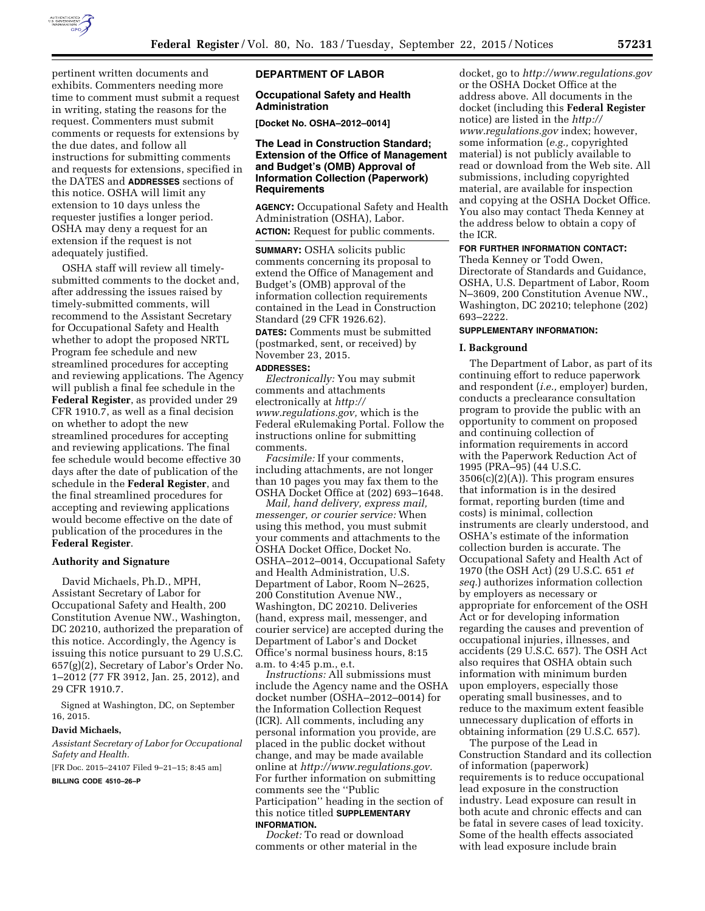pertinent written documents and exhibits. Commenters needing more time to comment must submit a request in writing, stating the reasons for the request. Commenters must submit comments or requests for extensions by the due dates, and follow all instructions for submitting comments and requests for extensions, specified in the DATES and **ADDRESSES** sections of this notice. OSHA will limit any extension to 10 days unless the requester justifies a longer period. OSHA may deny a request for an extension if the request is not adequately justified.

OSHA staff will review all timely-submitted comments to the docket and, after addressing the issues raised by timely-submitted comments, will recommend to the Assistant Secretary for Occupational Safety and Health whether to adopt the proposed NRTL Program fee schedule and new streamlined procedures for accepting and reviewing applications. The Agency will publish a final fee schedule in the **Federal Register**, as provided under 29 CFR 1910.7, as well as a final decision on whether to adopt the new streamlined procedures for accepting and reviewing applications. The final fee schedule would become effective 30 days after the date of publication of the schedule in the **Federal Register**, and the final streamlined procedures for accepting and reviewing applications would become effective on the date of publication of the procedures in the **Federal Register**.

### Authority and Signature

David Michaels, Ph.D., MPH, Assistant Secretary of Labor for Occupational Safety and Health, 200 Constitution Avenue NW., Washington, DC 20210, authorized the preparation of this notice. Accordingly, the Agency is issuing this notice pursuant to 29 U.S.C. 657(g)(2), Secretary of Labor's Order No. 1–2012 (77 FR 3912, Jan. 25, 2012), and 29 CFR 1910.7.

Signed at Washington, DC, on September 16, 2015.

**David Michaels,**

*Assistant Secretary of Labor for Occupational Safety and Health.*

[FR Doc. 2015–24107 Filed 9–21–15; 8:45 am]

**BILLING CODE 4510–26–P**

## DEPARTMENT OF LABOR

### Occupational Safety and Health Administration

**[Docket No. OSHA–2012–0014]**

### The Lead in Construction Standard; Extension of the Office of Management and Budget's (OMB) Approval of Information Collection (Paperwork) Requirements

**AGENCY:** Occupational Safety and Health Administration (OSHA), Labor.

**ACTION:** Request for public comments.

**SUMMARY:** OSHA solicits public comments concerning its proposal to extend the Office of Management and Budget's (OMB) approval of the information collection requirements contained in the Lead in Construction Standard (29 CFR 1926.62).

**DATES:** Comments must be submitted (postmarked, sent, or received) by November 23, 2015.

**ADDRESSES:**

*Electronically:* You may submit comments and attachments electronically at *http://www.regulations.gov,* which is the Federal eRulemaking Portal. Follow the instructions online for submitting comments.

*Facsimile:* If your comments, including attachments, are not longer than 10 pages you may fax them to the OSHA Docket Office at (202) 693–1648.

*Mail, hand delivery, express mail, messenger, or courier service:* When using this method, you must submit your comments and attachments to the OSHA Docket Office, Docket No. OSHA–2012–0014, Occupational Safety and Health Administration, U.S. Department of Labor, Room N–2625, 200 Constitution Avenue NW., Washington, DC 20210. Deliveries (hand, express mail, messenger, and courier service) are accepted during the Department of Labor's and Docket Office's normal business hours, 8:15 a.m. to 4:45 p.m., e.t.

*Instructions:* All submissions must include the Agency name and the OSHA docket number (OSHA–2012–0014) for the Information Collection Request (ICR). All comments, including any personal information you provide, are placed in the public docket without change, and may be made available online at *http://www.regulations.gov.* For further information on submitting comments see the ''Public Participation'' heading in the section of this notice titled **SUPPLEMENTARY INFORMATION.**

*Docket:* To read or download comments or other material in the docket, go to *http://www.regulations.gov* or the OSHA Docket Office at the address above. All documents in the docket (including this **Federal Register** notice) are listed in the *http://www.regulations.gov* index; however, some information (*e.g.,* copyrighted material) is not publicly available to read or download from the Web site. All submissions, including copyrighted material, are available for inspection and copying at the OSHA Docket Office. You also may contact Theda Kenney at the address below to obtain a copy of the ICR.

**FOR FURTHER INFORMATION CONTACT:** Theda Kenney or Todd Owen, Directorate of Standards and Guidance, OSHA, U.S. Department of Labor, Room N–3609, 200 Constitution Avenue NW., Washington, DC 20210; telephone (202) 693–2222.

**SUPPLEMENTARY INFORMATION:**

### I. Background

The Department of Labor, as part of its continuing effort to reduce paperwork and respondent (*i.e.,* employer) burden, conducts a preclearance consultation program to provide the public with an opportunity to comment on proposed and continuing collection of information requirements in accord with the Paperwork Reduction Act of 1995 (PRA–95) (44 U.S.C. 3506(c)(2)(A)). This program ensures that information is in the desired format, reporting burden (time and costs) is minimal, collection instruments are clearly understood, and OSHA's estimate of the information collection burden is accurate. The Occupational Safety and Health Act of 1970 (the OSH Act) (29 U.S.C. 651 *et seq.*) authorizes information collection by employers as necessary or appropriate for enforcement of the OSH Act or for developing information regarding the causes and prevention of occupational injuries, illnesses, and accidents (29 U.S.C. 657). The OSH Act also requires that OSHA obtain such information with minimum burden upon employers, especially those operating small businesses, and to reduce to the maximum extent feasible unnecessary duplication of efforts in obtaining information (29 U.S.C. 657).

The purpose of the Lead in Construction Standard and its collection of information (paperwork) requirements is to reduce occupational lead exposure in the construction industry. Lead exposure can result in both acute and chronic effects and can be fatal in severe cases of lead toxicity. Some of the health effects associated with lead exposure include brain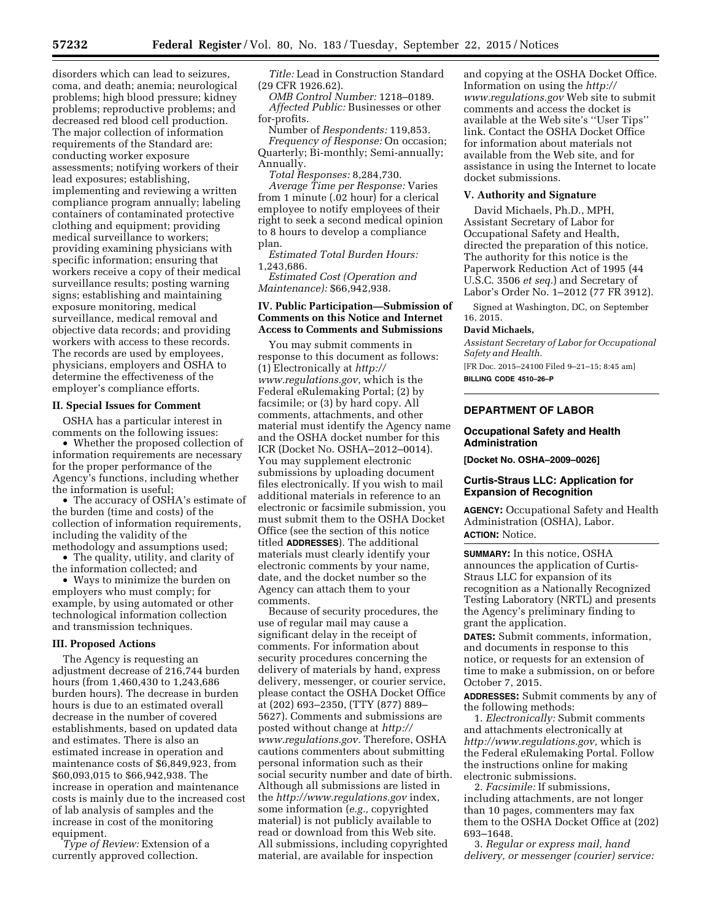disorders which can lead to seizures, coma, and death; anemia; neurological problems; high blood pressure; kidney problems; reproductive problems; and decreased red blood cell production. The major collection of information requirements of the Standard are: conducting worker exposure assessments; notifying workers of their lead exposures; establishing, implementing and reviewing a written compliance program annually; labeling containers of contaminated protective clothing and equipment; providing medical surveillance to workers; providing examining physicians with specific information; ensuring that workers receive a copy of their medical surveillance results; posting warning signs; establishing and maintaining exposure monitoring, medical surveillance, medical removal and objective data records; and providing workers with access to these records. The records are used by employees, physicians, employers and OSHA to determine the effectiveness of the employer's compliance efforts.

### II. Special Issues for Comment

OSHA has a particular interest in comments on the following issues:

- Whether the proposed collection of information requirements are necessary for the proper performance of the Agency's functions, including whether the information is useful;
- The accuracy of OSHA's estimate of the burden (time and costs) of the collection of information requirements, including the validity of the methodology and assumptions used;
- The quality, utility, and clarity of the information collected; and
- Ways to minimize the burden on employers who must comply; for example, by using automated or other technological information collection and transmission techniques.

### III. Proposed Actions

The Agency is requesting an adjustment decrease of 216,744 burden hours (from 1,460,430 to 1,243,686 burden hours). The decrease in burden hours is due to an estimated overall decrease in the number of covered establishments, based on updated data and estimates. There is also an estimated increase in operation and maintenance costs of $6,849,923, from $60,093,015 to $66,942,938. The increase in operation and maintenance costs is mainly due to the increased cost of lab analysis of samples and the increase in cost of the monitoring equipment.

*Type of Review:* Extension of a currently approved collection.

*Title:* Lead in Construction Standard (29 CFR 1926.62).

*OMB Control Number:* 1218–0189.

*Affected Public:* Businesses or other for-profits.

Number of *Respondents:* 119,853.

*Frequency of Response:* On occasion; Quarterly; Bi-monthly; Semi-annually; Annually.

*Total Responses:* 8,284,730.

*Average Time per Response:* Varies from 1 minute (.02 hour) for a clerical employee to notify employees of their right to seek a second medical opinion to 8 hours to develop a compliance plan.

*Estimated Total Burden Hours:* 1,243,686.

*Estimated Cost (Operation and Maintenance):* $66,942,938.

### IV. Public Participation—Submission of Comments on this Notice and Internet Access to Comments and Submissions

You may submit comments in response to this document as follows: (1) Electronically at *http://www.regulations.gov,* which is the Federal eRulemaking Portal; (2) by facsimile; or (3) by hard copy. All comments, attachments, and other material must identify the Agency name and the OSHA docket number for this ICR (Docket No. OSHA–2012–0014). You may supplement electronic submissions by uploading document files electronically. If you wish to mail additional materials in reference to an electronic or facsimile submission, you must submit them to the OSHA Docket Office (see the section of this notice titled **ADDRESSES**). The additional materials must clearly identify your electronic comments by your name, date, and the docket number so the Agency can attach them to your comments.

Because of security procedures, the use of regular mail may cause a significant delay in the receipt of comments. For information about security procedures concerning the delivery of materials by hand, express delivery, messenger, or courier service, please contact the OSHA Docket Office at (202) 693–2350, (TTY (877) 889–5627). Comments and submissions are posted without change at *http://www.regulations.gov.* Therefore, OSHA cautions commenters about submitting personal information such as their social security number and date of birth. Although all submissions are listed in the *http://www.regulations.gov* index, some information (*e.g.,* copyrighted material) is not publicly available to read or download from this Web site. All submissions, including copyrighted material, are available for inspection and copying at the OSHA Docket Office. Information on using the *http://www.regulations.gov* Web site to submit comments and access the docket is available at the Web site's ''User Tips'' link. Contact the OSHA Docket Office for information about materials not available from the Web site, and for assistance in using the Internet to locate docket submissions.

### V. Authority and Signature

David Michaels, Ph.D., MPH, Assistant Secretary of Labor for Occupational Safety and Health, directed the preparation of this notice. The authority for this notice is the Paperwork Reduction Act of 1995 (44 U.S.C. 3506 *et seq.*) and Secretary of Labor's Order No. 1–2012 (77 FR 3912).

Signed at Washington, DC, on September 16, 2015.

**David Michaels,**

*Assistant Secretary of Labor for Occupational Safety and Health.*

[FR Doc. 2015–24100 Filed 9–21–15; 8:45 am]

**BILLING CODE 4510–26–P**

---

## DEPARTMENT OF LABOR

### Occupational Safety and Health Administration

**[Docket No. OSHA–2009–0026]**

### Curtis-Straus LLC: Application for Expansion of Recognition

**AGENCY:** Occupational Safety and Health Administration (OSHA), Labor.

**ACTION:** Notice.

**SUMMARY:** In this notice, OSHA announces the application of Curtis-Straus LLC for expansion of its recognition as a Nationally Recognized Testing Laboratory (NRTL) and presents the Agency's preliminary finding to grant the application.

**DATES:** Submit comments, information, and documents in response to this notice, or requests for an extension of time to make a submission, on or before October 7, 2015.

**ADDRESSES:** Submit comments by any of the following methods:

1. *Electronically:* Submit comments and attachments electronically at *http://www.regulations.gov,* which is the Federal eRulemaking Portal. Follow the instructions online for making electronic submissions.

2. *Facsimile:* If submissions, including attachments, are not longer than 10 pages, commenters may fax them to the OSHA Docket Office at (202) 693–1648.

3. *Regular or express mail, hand delivery, or messenger (courier) service:*